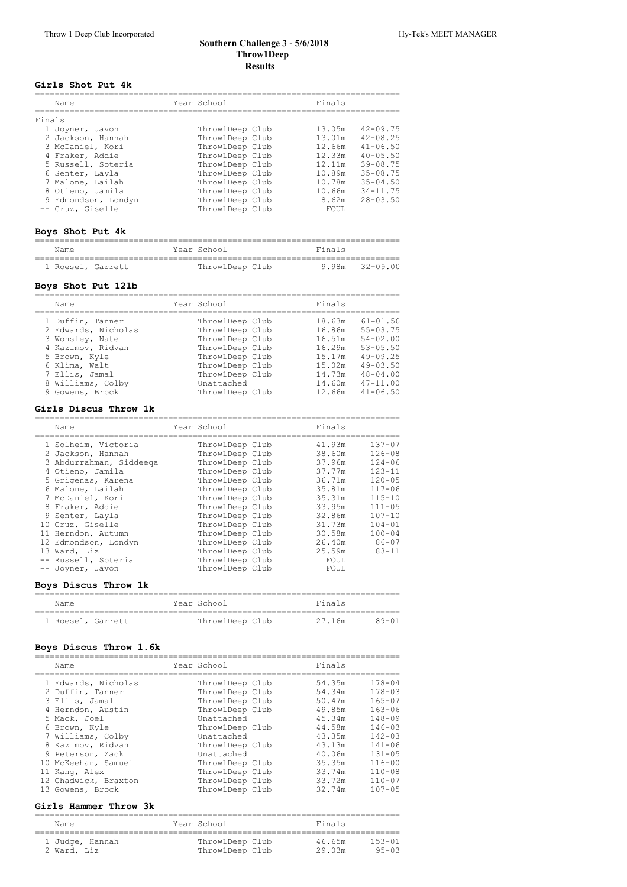# Southern Challenge 3 - 5/6/2018
## Throw1Deep
## Results

### Girls Shot Put 4k

| | Name | Year | School | Finals | |
|---|---|---|---|---|---|
| **Finals** | | | | | |
| 1 | Joyner, Javon | | Throw1Deep Club | 13.05m | 42-09.75 |
| 2 | Jackson, Hannah | | Throw1Deep Club | 13.01m | 42-08.25 |
| 3 | McDaniel, Kori | | Throw1Deep Club | 12.66m | 41-06.50 |
| 4 | Fraker, Addie | | Throw1Deep Club | 12.33m | 40-05.50 |
| 5 | Russell, Soteria | | Throw1Deep Club | 12.11m | 39-08.75 |
| 6 | Senter, Layla | | Throw1Deep Club | 10.89m | 35-08.75 |
| 7 | Malone, Lailah | | Throw1Deep Club | 10.78m | 35-04.50 |
| 8 | Otieno, Jamila | | Throw1Deep Club | 10.66m | 34-11.75 |
| 9 | Edmondson, Londyn | | Throw1Deep Club | 8.62m | 28-03.50 |
| -- | Cruz, Giselle | | Throw1Deep Club | FOUL | |

### Boys Shot Put 4k

| | Name | Year | School | Finals | |
|---|---|---|---|---|---|
| 1 | Roesel, Garrett | | Throw1Deep Club | 9.98m | 32-09.00 |

### Boys Shot Put 12lb

| | Name | Year | School | Finals | |
|---|---|---|---|---|---|
| 1 | Duffin, Tanner | | Throw1Deep Club | 18.63m | 61-01.50 |
| 2 | Edwards, Nicholas | | Throw1Deep Club | 16.86m | 55-03.75 |
| 3 | Wonsley, Nate | | Throw1Deep Club | 16.51m | 54-02.00 |
| 4 | Kazimov, Ridvan | | Throw1Deep Club | 16.29m | 53-05.50 |
| 5 | Brown, Kyle | | Throw1Deep Club | 15.17m | 49-09.25 |
| 6 | Klima, Walt | | Throw1Deep Club | 15.02m | 49-03.50 |
| 7 | Ellis, Jamal | | Throw1Deep Club | 14.73m | 48-04.00 |
| 8 | Williams, Colby | | Unattached | 14.60m | 47-11.00 |
| 9 | Gowens, Brock | | Throw1Deep Club | 12.66m | 41-06.50 |

### Girls Discus Throw 1k

| | Name | Year | School | Finals | |
|---|---|---|---|---|---|
| 1 | Solheim, Victoria | | Throw1Deep Club | 41.93m | 137-07 |
| 2 | Jackson, Hannah | | Throw1Deep Club | 38.60m | 126-08 |
| 3 | Abdurrahman, Siddeeqa | | Throw1Deep Club | 37.96m | 124-06 |
| 4 | Otieno, Jamila | | Throw1Deep Club | 37.77m | 123-11 |
| 5 | Grigenas, Karena | | Throw1Deep Club | 36.71m | 120-05 |
| 6 | Malone, Lailah | | Throw1Deep Club | 35.81m | 117-06 |
| 7 | McDaniel, Kori | | Throw1Deep Club | 35.31m | 115-10 |
| 8 | Fraker, Addie | | Throw1Deep Club | 33.95m | 111-05 |
| 9 | Senter, Layla | | Throw1Deep Club | 32.86m | 107-10 |
| 10 | Cruz, Giselle | | Throw1Deep Club | 31.73m | 104-01 |
| 11 | Herndon, Autumn | | Throw1Deep Club | 30.58m | 100-04 |
| 12 | Edmondson, Londyn | | Throw1Deep Club | 26.40m | 86-07 |
| 13 | Ward, Liz | | Throw1Deep Club | 25.59m | 83-11 |
| -- | Russell, Soteria | | Throw1Deep Club | FOUL | |
| -- | Joyner, Javon | | Throw1Deep Club | FOUL | |

### Boys Discus Throw 1k

| | Name | Year | School | Finals | |
|---|---|---|---|---|---|
| 1 | Roesel, Garrett | | Throw1Deep Club | 27.16m | 89-01 |

### Boys Discus Throw 1.6k

| | Name | Year | School | Finals | |
|---|---|---|---|---|---|
| 1 | Edwards, Nicholas | | Throw1Deep Club | 54.35m | 178-04 |
| 2 | Duffin, Tanner | | Throw1Deep Club | 54.34m | 178-03 |
| 3 | Ellis, Jamal | | Throw1Deep Club | 50.47m | 165-07 |
| 4 | Herndon, Austin | | Throw1Deep Club | 49.85m | 163-06 |
| 5 | Mack, Joel | | Unattached | 45.34m | 148-09 |
| 6 | Brown, Kyle | | Throw1Deep Club | 44.58m | 146-03 |
| 7 | Williams, Colby | | Unattached | 43.35m | 142-03 |
| 8 | Kazimov, Ridvan | | Throw1Deep Club | 43.13m | 141-06 |
| 9 | Peterson, Zack | | Unattached | 40.06m | 131-05 |
| 10 | McKeehan, Samuel | | Throw1Deep Club | 35.35m | 116-00 |
| 11 | Kang, Alex | | Throw1Deep Club | 33.74m | 110-08 |
| 12 | Chadwick, Braxton | | Throw1Deep Club | 33.72m | 110-07 |
| 13 | Gowens, Brock | | Throw1Deep Club | 32.74m | 107-05 |

### Girls Hammer Throw 3k

| | Name | Year | School | Finals | |
|---|---|---|---|---|---|
| 1 | Judge, Hannah | | Throw1Deep Club | 46.65m | 153-01 |
| 2 | Ward, Liz | | Throw1Deep Club | 29.03m | 95-03 |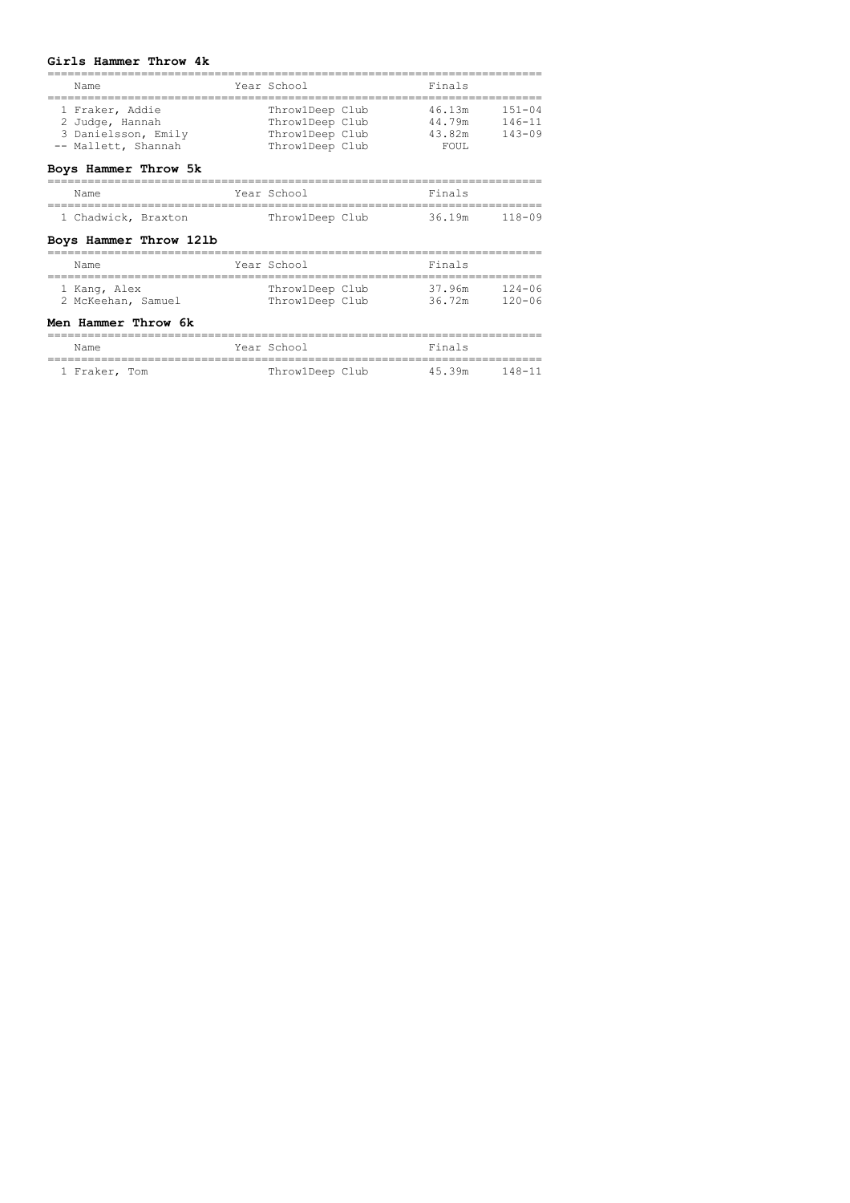### Girls Hammer Throw 4k

| | Name | Year | School | Finals | |
|---|---|---|---|---|---|
| 1 | Fraker, Addie | | Throw1Deep Club | 46.13m | 151-04 |
| 2 | Judge, Hannah | | Throw1Deep Club | 44.79m | 146-11 |
| 3 | Danielsson, Emily | | Throw1Deep Club | 43.82m | 143-09 |
| -- | Mallett, Shannah | | Throw1Deep Club | FOUL | |

### Boys Hammer Throw 5k

| | Name | Year | School | Finals | |
|---|---|---|---|---|---|
| 1 | Chadwick, Braxton | | Throw1Deep Club | 36.19m | 118-09 |

### Boys Hammer Throw 12lb

| | Name | Year | School | Finals | |
|---|---|---|---|---|---|
| 1 | Kang, Alex | | Throw1Deep Club | 37.96m | 124-06 |
| 2 | McKeehan, Samuel | | Throw1Deep Club | 36.72m | 120-06 |

### Men Hammer Throw 6k

| | Name | Year | School | Finals | |
|---|---|---|---|---|---|
| 1 | Fraker, Tom | | Throw1Deep Club | 45.39m | 148-11 |